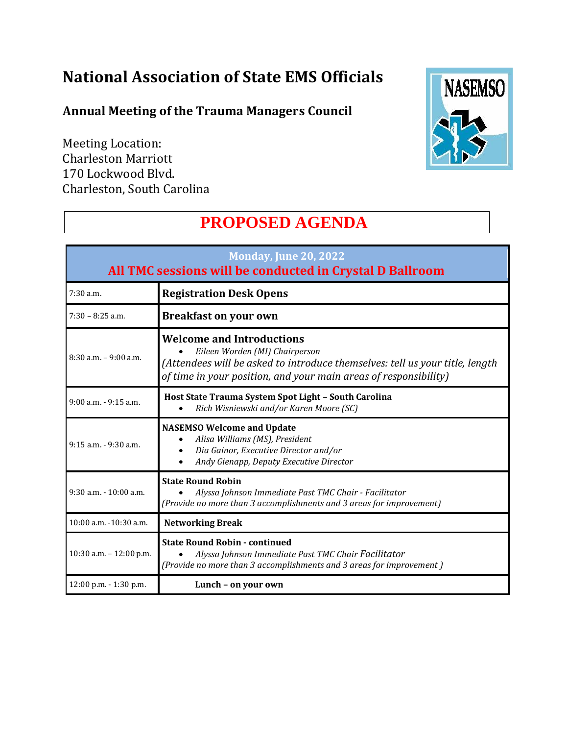# National Association of State EMS Officials

## Annual Meeting of the Trauma Managers Council

Meeting Location:
Charleston Marriott
170 Lockwood Blvd.
Charleston, South Carolina

## PROPOSED AGENDA

| Monday, June 20, 2022<br>All TMC sessions will be conducted in Crystal D Ballroom | |
|---|---|
| 7:30 a.m. | **Registration Desk Opens** |
| 7:30 – 8:25 a.m. | **Breakfast on your own** |
| 8:30 a.m. – 9:00 a.m. | **Welcome and Introductions**<br>• *Eileen Worden (MI) Chairperson*<br>*(Attendees will be asked to introduce themselves: tell us your title, length of time in your position, and your main areas of responsibility)* |
| 9:00 a.m. - 9:15 a.m. | **Host State Trauma System Spot Light – South Carolina**<br>• *Rich Wisniewski and/or Karen Moore (SC)* |
| 9:15 a.m. - 9:30 a.m. | **NASEMSO Welcome and Update**<br>• *Alisa Williams (MS), President*<br>• *Dia Gainor, Executive Director and/or*<br>• *Andy Gienapp, Deputy Executive Director* |
| 9:30 a.m. - 10:00 a.m. | **State Round Robin**<br>• *Alyssa Johnson Immediate Past TMC Chair - Facilitator*<br>*(Provide no more than 3 accomplishments and 3 areas for improvement)* |
| 10:00 a.m. -10:30 a.m. | **Networking Break** |
| 10:30 a.m. – 12:00 p.m. | **State Round Robin - continued**<br>• *Alyssa Johnson Immediate Past TMC Chair Facilitator*<br>*(Provide no more than 3 accomplishments and 3 areas for improvement )* |
| 12:00 p.m. - 1:30 p.m. | **Lunch – on your own** |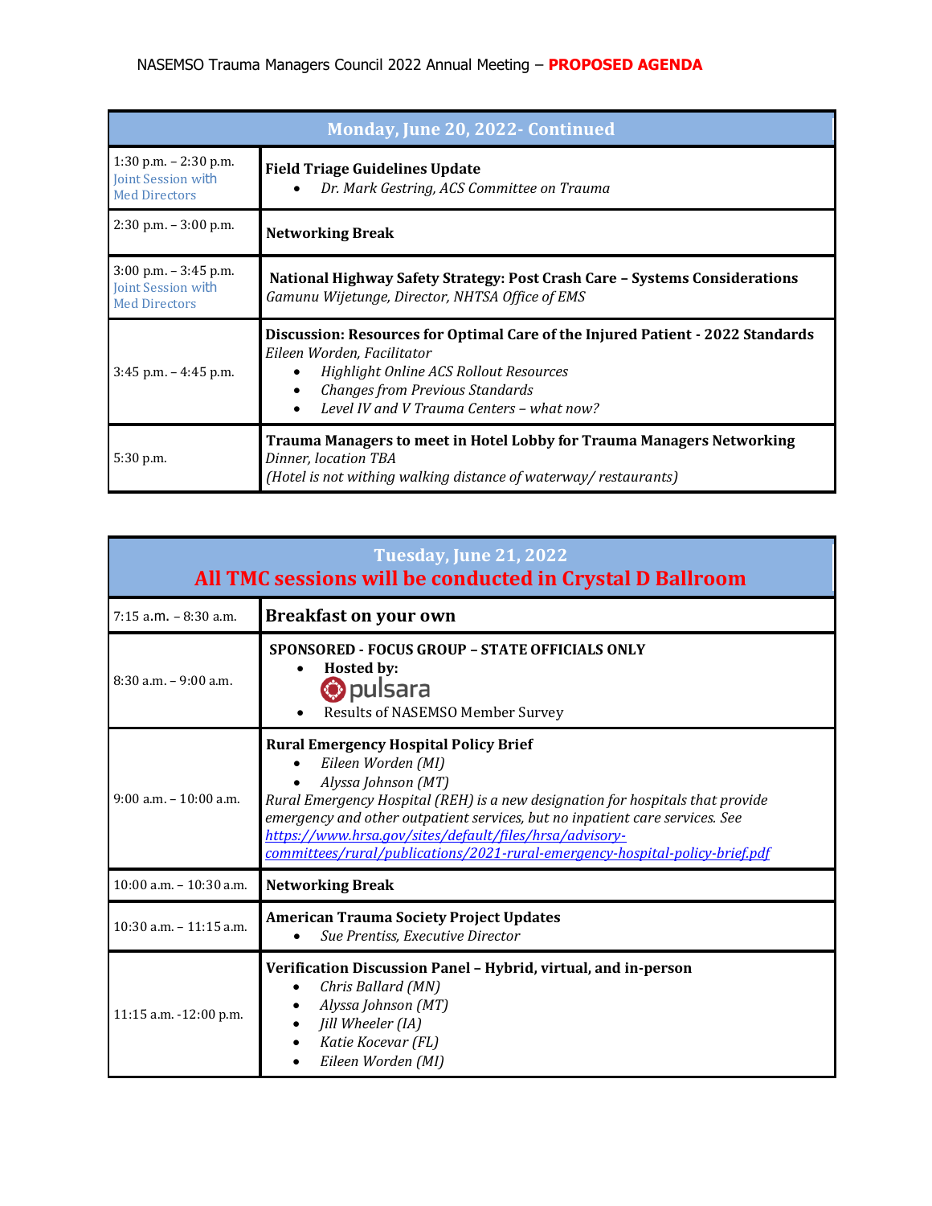NASEMSO Trauma Managers Council 2022 Annual Meeting – **PROPOSED AGENDA**

| Monday, June 20, 2022- Continued | |
|---|---|
| 1:30 p.m. – 2:30 p.m. Joint Session with Med Directors | **Field Triage Guidelines Update**<br>• *Dr. Mark Gestring, ACS Committee on Trauma* |
| 2:30 p.m. – 3:00 p.m. | **Networking Break** |
| 3:00 p.m. – 3:45 p.m. Joint Session with Med Directors | **National Highway Safety Strategy: Post Crash Care – Systems Considerations**<br>*Gamunu Wijetunge, Director, NHTSA Office of EMS* |
| 3:45 p.m. – 4:45 p.m. | **Discussion: Resources for Optimal Care of the Injured Patient - 2022 Standards**<br>*Eileen Worden, Facilitator*<br>• *Highlight Online ACS Rollout Resources*<br>• *Changes from Previous Standards*<br>• *Level IV and V Trauma Centers – what now?* |
| 5:30 p.m. | **Trauma Managers to meet in Hotel Lobby for Trauma Managers Networking** *Dinner, location TBA*<br>*(Hotel is not withing walking distance of waterway/ restaurants)* |

| Tuesday, June 21, 2022<br>**All TMC sessions will be conducted in Crystal D Ballroom** | |
|---|---|
| 7:15 a.m. – 8:30 a.m. | **Breakfast on your own** |
| 8:30 a.m. – 9:00 a.m. | **SPONSORED - FOCUS GROUP – STATE OFFICIALS ONLY**<br>• **Hosted by:** pulsara<br>• Results of NASEMSO Member Survey |
| 9:00 a.m. – 10:00 a.m. | **Rural Emergency Hospital Policy Brief**<br>• *Eileen Worden (MI)*<br>• *Alyssa Johnson (MT)*<br>*Rural Emergency Hospital (REH) is a new designation for hospitals that provide emergency and other outpatient services, but no inpatient care services. See* *https://www.hrsa.gov/sites/default/files/hrsa/advisory-committees/rural/publications/2021-rural-emergency-hospital-policy-brief.pdf* |
| 10:00 a.m. – 10:30 a.m. | **Networking Break** |
| 10:30 a.m. – 11:15 a.m. | **American Trauma Society Project Updates**<br>• *Sue Prentiss, Executive Director* |
| 11:15 a.m. -12:00 p.m. | **Verification Discussion Panel – Hybrid, virtual, and in-person**<br>• *Chris Ballard (MN)*<br>• *Alyssa Johnson (MT)*<br>• *Jill Wheeler (IA)*<br>• *Katie Kocevar (FL)*<br>• *Eileen Worden (MI)* |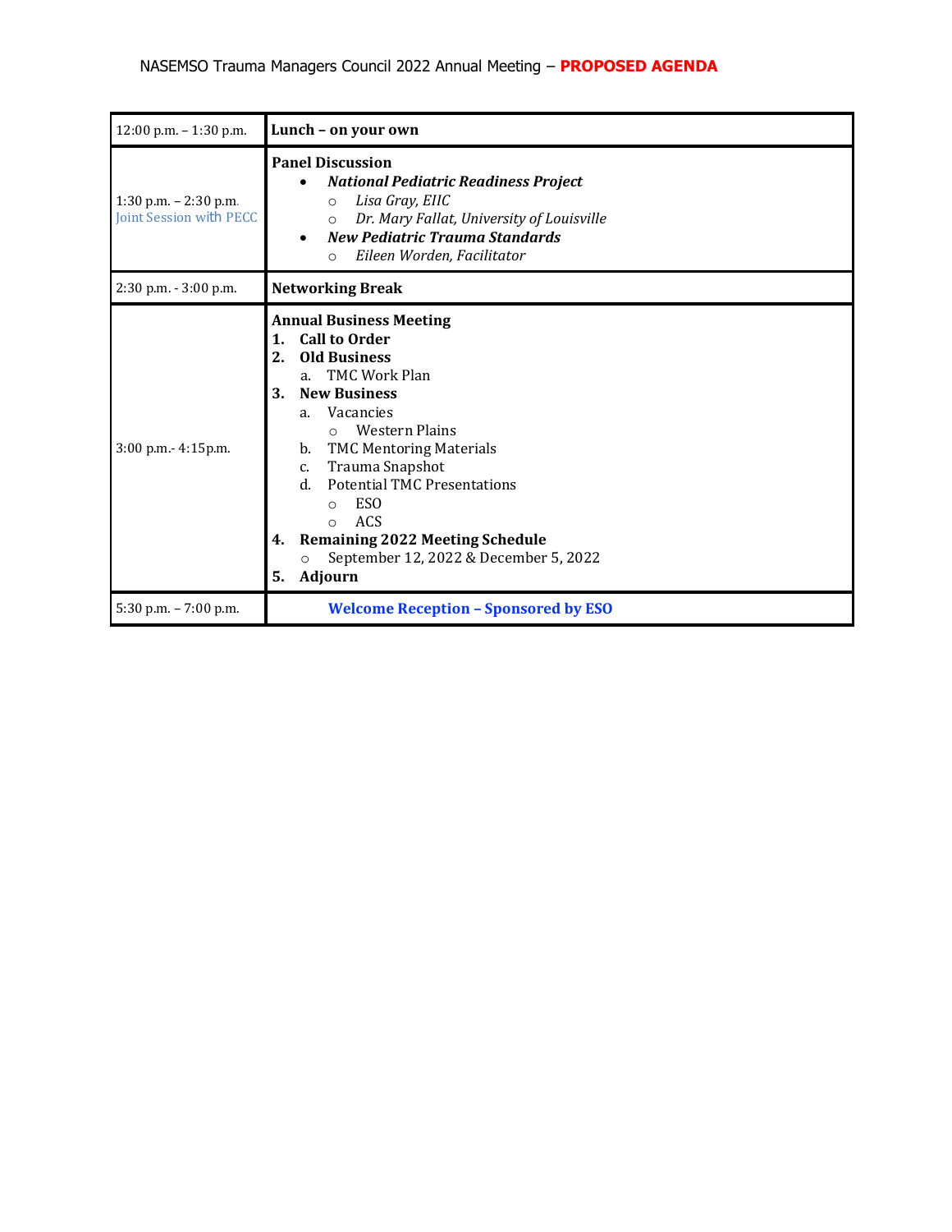NASEMSO Trauma Managers Council 2022 Annual Meeting – **PROPOSED AGENDA**

| | |
|---|---|
| 12:00 p.m. – 1:30 p.m. | **Lunch – on your own** |
| 1:30 p.m. – 2:30 p.m. Joint Session with PECC | **Panel Discussion**<br>• ***National Pediatric Readiness Project***<br>  ○ *Lisa Gray, EIIC*<br>  ○ *Dr. Mary Fallat, University of Louisville*<br>• ***New Pediatric Trauma Standards***<br>  ○ *Eileen Worden, Facilitator* |
| 2:30 p.m. - 3:00 p.m. | **Networking Break** |
| 3:00 p.m.- 4:15p.m. | **Annual Business Meeting**<br>**1. Call to Order**<br>**2. Old Business**<br>  a. TMC Work Plan<br>**3. New Business**<br>  a. Vacancies<br>    ○ Western Plains<br>  b. TMC Mentoring Materials<br>  c. Trauma Snapshot<br>  d. Potential TMC Presentations<br>    ○ ESO<br>    ○ ACS<br>**4. Remaining 2022 Meeting Schedule**<br>  ○ September 12, 2022 & December 5, 2022<br>**5. Adjourn** |
| 5:30 p.m. – 7:00 p.m. | **Welcome Reception – Sponsored by ESO** |